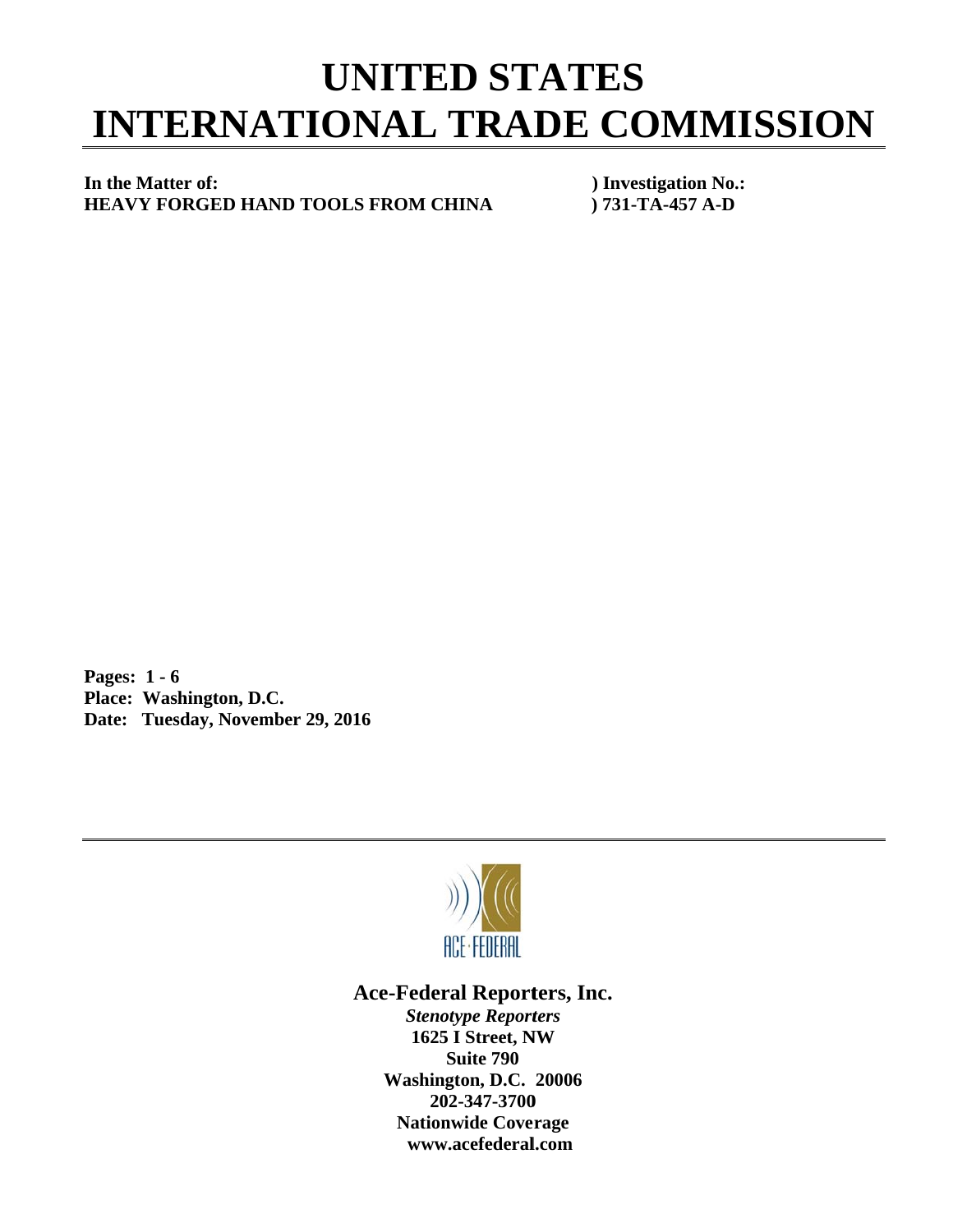# UNITED STATES INTERNATIONAL TRADE COMMISSION

**In the Matter of:** ) **Investigation No.:**
**HEAVY FORGED HAND TOOLS FROM CHINA** ) **731-TA-457 A-D**

**Pages: 1 - 6**
**Place: Washington, D.C.**
**Date: Tuesday, November 29, 2016**

ACE·FEDERAL

**Ace-Federal Reporters, Inc.**
***Stenotype Reporters***
**1625 I Street, NW**
**Suite 790**
**Washington, D.C. 20006**
**202-347-3700**
**Nationwide Coverage**
**www.acefederal.com**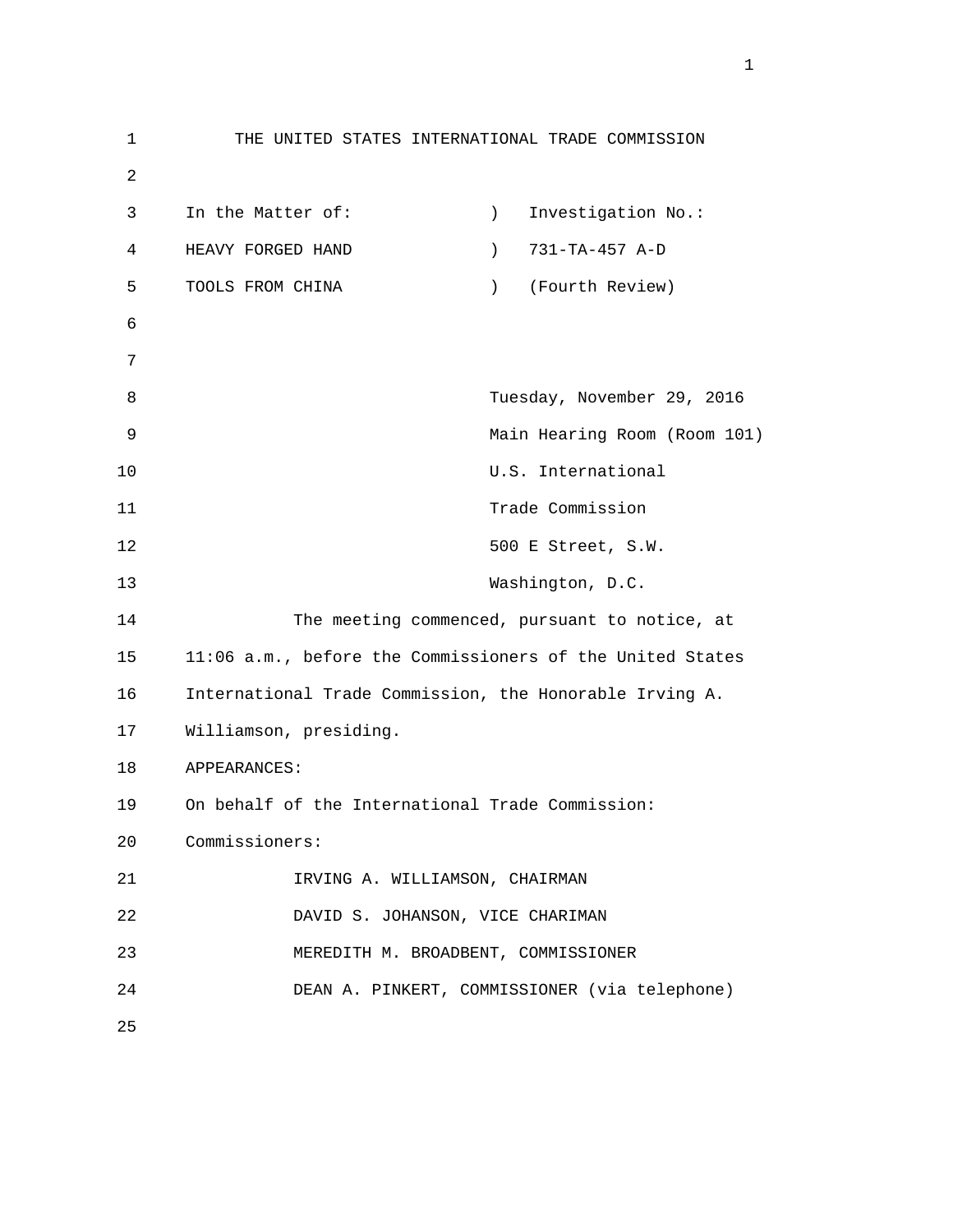THE UNITED STATES INTERNATIONAL TRADE COMMISSION

In the Matter of: ) Investigation No.:

HEAVY FORGED HAND ) 731-TA-457 A-D

TOOLS FROM CHINA ) (Fourth Review)

Tuesday, November 29, 2016

Main Hearing Room (Room 101)

U.S. International

Trade Commission

500 E Street, S.W.

Washington, D.C.

The meeting commenced, pursuant to notice, at 11:06 a.m., before the Commissioners of the United States International Trade Commission, the Honorable Irving A. Williamson, presiding.

APPEARANCES:

On behalf of the International Trade Commission:

Commissioners:

IRVING A. WILLIAMSON, CHAIRMAN

DAVID S. JOHANSON, VICE CHARIMAN

MEREDITH M. BROADBENT, COMMISSIONER

DEAN A. PINKERT, COMMISSIONER (via telephone)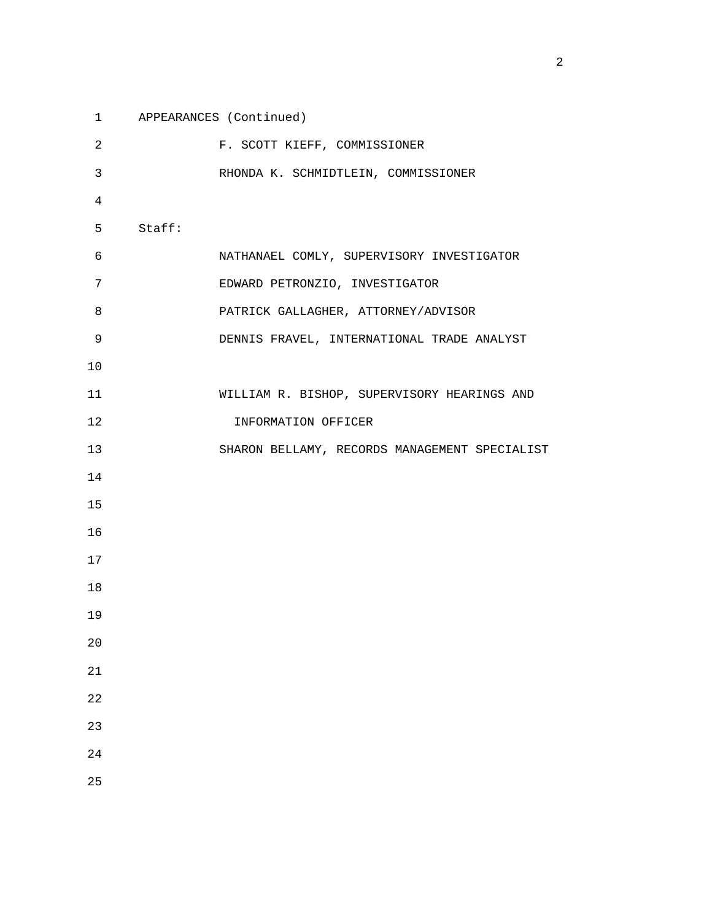APPEARANCES (Continued)

F. SCOTT KIEFF, COMMISSIONER

RHONDA K. SCHMIDTLEIN, COMMISSIONER

Staff:

NATHANAEL COMLY, SUPERVISORY INVESTIGATOR

EDWARD PETRONZIO, INVESTIGATOR

PATRICK GALLAGHER, ATTORNEY/ADVISOR

DENNIS FRAVEL, INTERNATIONAL TRADE ANALYST

WILLIAM R. BISHOP, SUPERVISORY HEARINGS AND INFORMATION OFFICER

SHARON BELLAMY, RECORDS MANAGEMENT SPECIALIST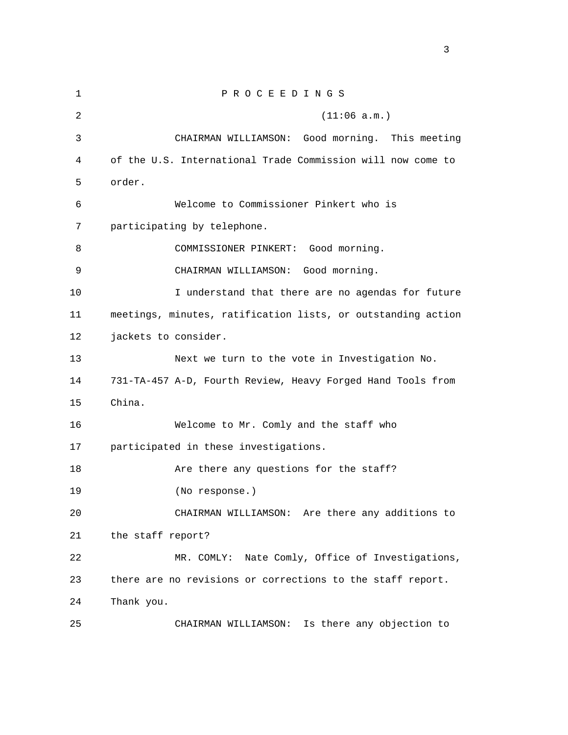P R O C E E D I N G S

(11:06 a.m.)

CHAIRMAN WILLIAMSON: Good morning. This meeting of the U.S. International Trade Commission will now come to order.

Welcome to Commissioner Pinkert who is participating by telephone.

COMMISSIONER PINKERT: Good morning.

CHAIRMAN WILLIAMSON: Good morning.

I understand that there are no agendas for future meetings, minutes, ratification lists, or outstanding action jackets to consider.

Next we turn to the vote in Investigation No. 731-TA-457 A-D, Fourth Review, Heavy Forged Hand Tools from China.

Welcome to Mr. Comly and the staff who participated in these investigations.

Are there any questions for the staff?

(No response.)

CHAIRMAN WILLIAMSON: Are there any additions to the staff report?

MR. COMLY: Nate Comly, Office of Investigations, there are no revisions or corrections to the staff report. Thank you.

CHAIRMAN WILLIAMSON: Is there any objection to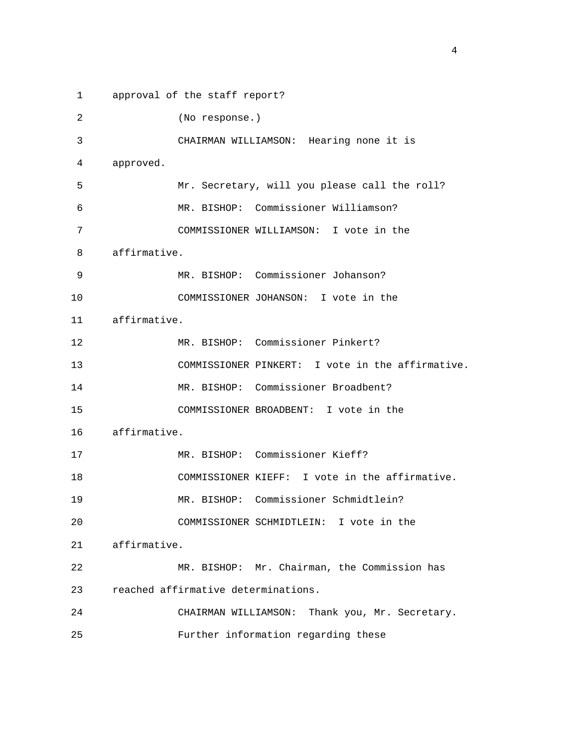approval of the staff report?

(No response.)

CHAIRMAN WILLIAMSON: Hearing none it is approved.

Mr. Secretary, will you please call the roll?

MR. BISHOP: Commissioner Williamson?

COMMISSIONER WILLIAMSON: I vote in the affirmative.

MR. BISHOP: Commissioner Johanson?

COMMISSIONER JOHANSON: I vote in the affirmative.

MR. BISHOP: Commissioner Pinkert?

COMMISSIONER PINKERT: I vote in the affirmative.

MR. BISHOP: Commissioner Broadbent?

COMMISSIONER BROADBENT: I vote in the affirmative.

MR. BISHOP: Commissioner Kieff?

COMMISSIONER KIEFF: I vote in the affirmative.

MR. BISHOP: Commissioner Schmidtlein?

COMMISSIONER SCHMIDTLEIN: I vote in the affirmative.

MR. BISHOP: Mr. Chairman, the Commission has reached affirmative determinations.

CHAIRMAN WILLIAMSON: Thank you, Mr. Secretary.

Further information regarding these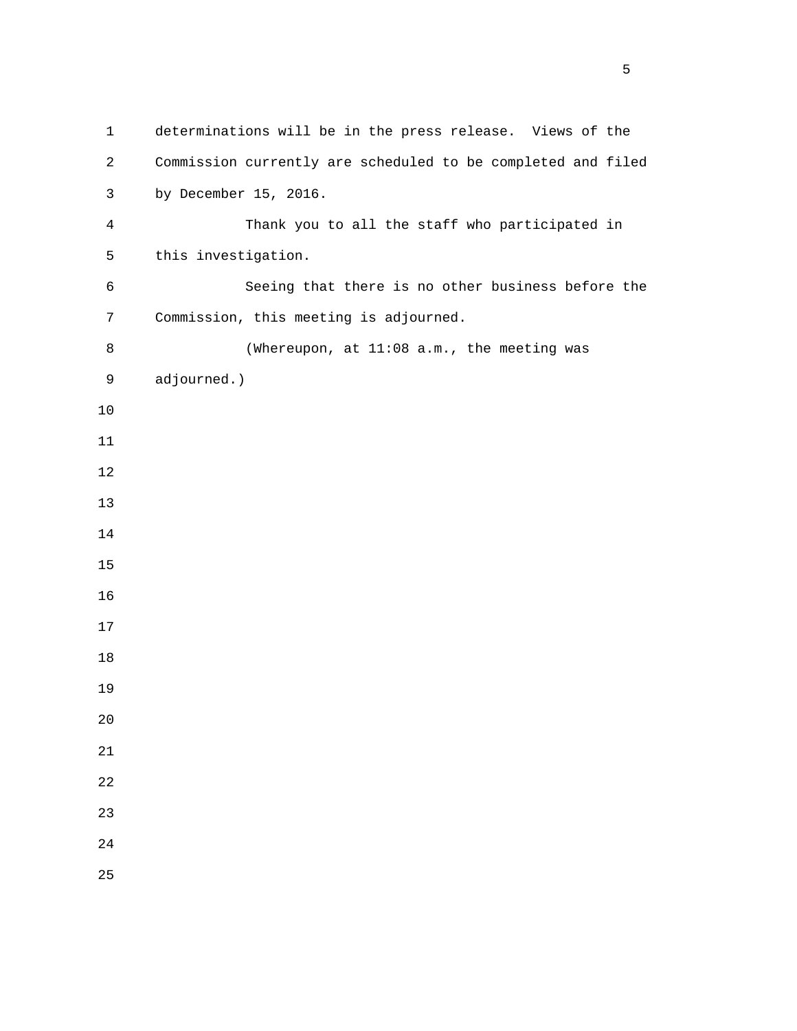determinations will be in the press release. Views of the Commission currently are scheduled to be completed and filed by December 15, 2016.

Thank you to all the staff who participated in this investigation.

Seeing that there is no other business before the Commission, this meeting is adjourned.

(Whereupon, at 11:08 a.m., the meeting was adjourned.)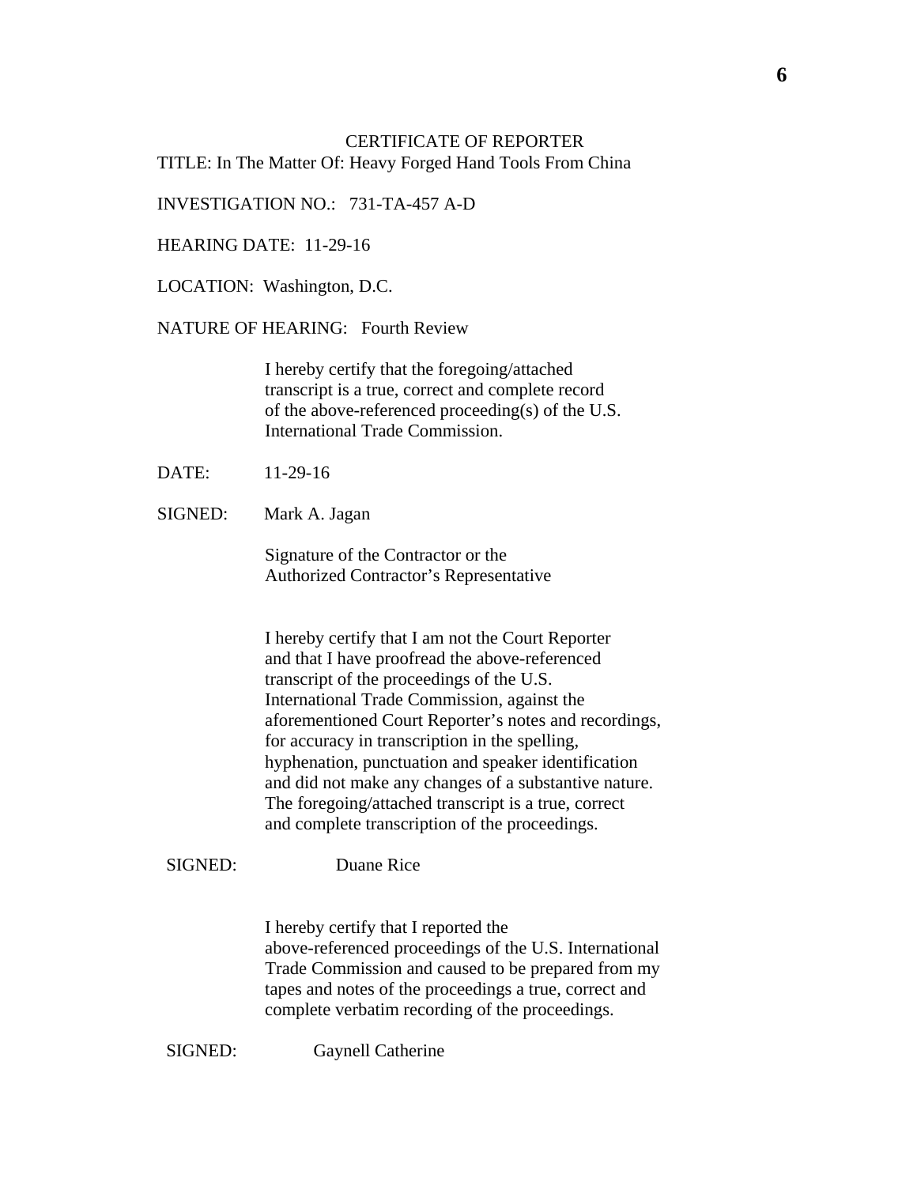# CERTIFICATE OF REPORTER

TITLE: In The Matter Of: Heavy Forged Hand Tools From China

INVESTIGATION NO.: 731-TA-457 A-D

HEARING DATE: 11-29-16

LOCATION: Washington, D.C.

NATURE OF HEARING: Fourth Review

I hereby certify that the foregoing/attached transcript is a true, correct and complete record of the above-referenced proceeding(s) of the U.S. International Trade Commission.

DATE: 11-29-16

SIGNED: Mark A. Jagan

Signature of the Contractor or the Authorized Contractor's Representative

I hereby certify that I am not the Court Reporter and that I have proofread the above-referenced transcript of the proceedings of the U.S. International Trade Commission, against the aforementioned Court Reporter's notes and recordings, for accuracy in transcription in the spelling, hyphenation, punctuation and speaker identification and did not make any changes of a substantive nature. The foregoing/attached transcript is a true, correct and complete transcription of the proceedings.

SIGNED: Duane Rice

I hereby certify that I reported the above-referenced proceedings of the U.S. International Trade Commission and caused to be prepared from my tapes and notes of the proceedings a true, correct and complete verbatim recording of the proceedings.

SIGNED: Gaynell Catherine